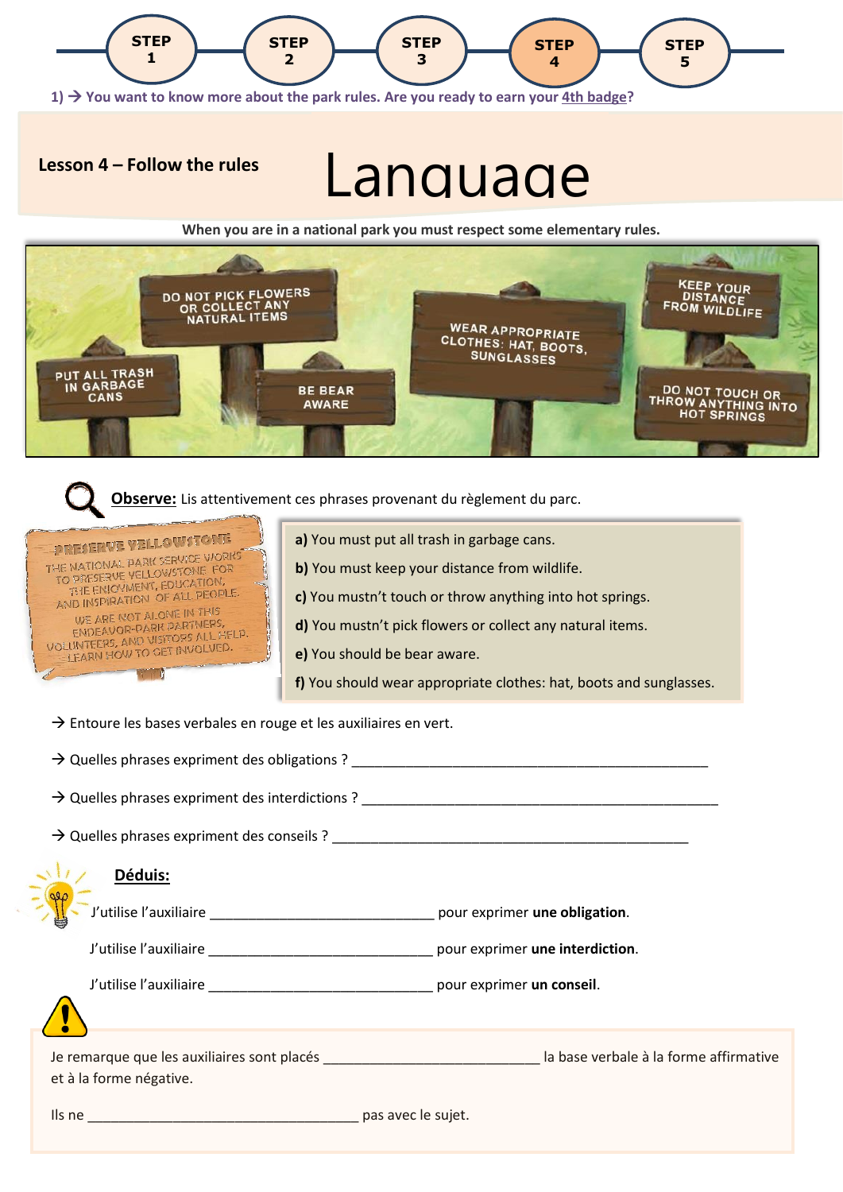STEP 1 — STEP 2 — STEP 3 — **STEP 4** — STEP 5

1) → You want to know more about the park rules. Are you ready to earn your 4th badge?

**Lesson 4 – Follow the rules**

# Language

**When you are in a national park you must respect some elementary rules.**

PUT ALL TRASH IN GARBAGE CANS

DO NOT PICK FLOWERS OR COLLECT ANY NATURAL ITEMS

BE BEAR AWARE

WEAR APPROPRIATE CLOTHES: HAT, BOOTS, SUNGLASSES

KEEP YOUR DISTANCE FROM WILDLIFE

DO NOT TOUCH OR THROW ANYTHING INTO HOT SPRINGS

**Observe:** Lis attentivement ces phrases provenant du règlement du parc.

PRESERVE YELLOWSTONE
THE NATIONAL PARK SERVICE WORKS TO PRESERVE YELLOWSTONE FOR THE ENJOYMENT, EDUCATION, AND INSPIRATION OF ALL PEOPLE.
WE ARE NOT ALONE IN THIS ENDEAVOR-PARK PARTNERS, VOLUNTEERS, AND VISITORS ALL HELP. LEARN HOW TO GET INVOLVED.

**a)** You must put all trash in garbage cans.
**b)** You must keep your distance from wildlife.
**c)** You mustn't touch or throw anything into hot springs.
**d)** You mustn't pick flowers or collect any natural items.
**e)** You should be bear aware.
**f)** You should wear appropriate clothes: hat, boots and sunglasses.

→ Entoure les bases verbales en rouge et les auxiliaires en vert.

→ Quelles phrases expriment des obligations ? ________________________________________________

→ Quelles phrases expriment des interdictions ? ________________________________________________

→ Quelles phrases expriment des conseils ? ________________________________________________

**Déduis:**

J'utilise l'auxiliaire ______________________________ pour exprimer **une obligation**.

J'utilise l'auxiliaire ______________________________ pour exprimer **une interdiction**.

J'utilise l'auxiliaire ______________________________ pour exprimer **un conseil**.

Je remarque que les auxiliaires sont placés ____________________________ la base verbale à la forme affirmative et à la forme négative.

Ils ne ____________________________________ pas avec le sujet.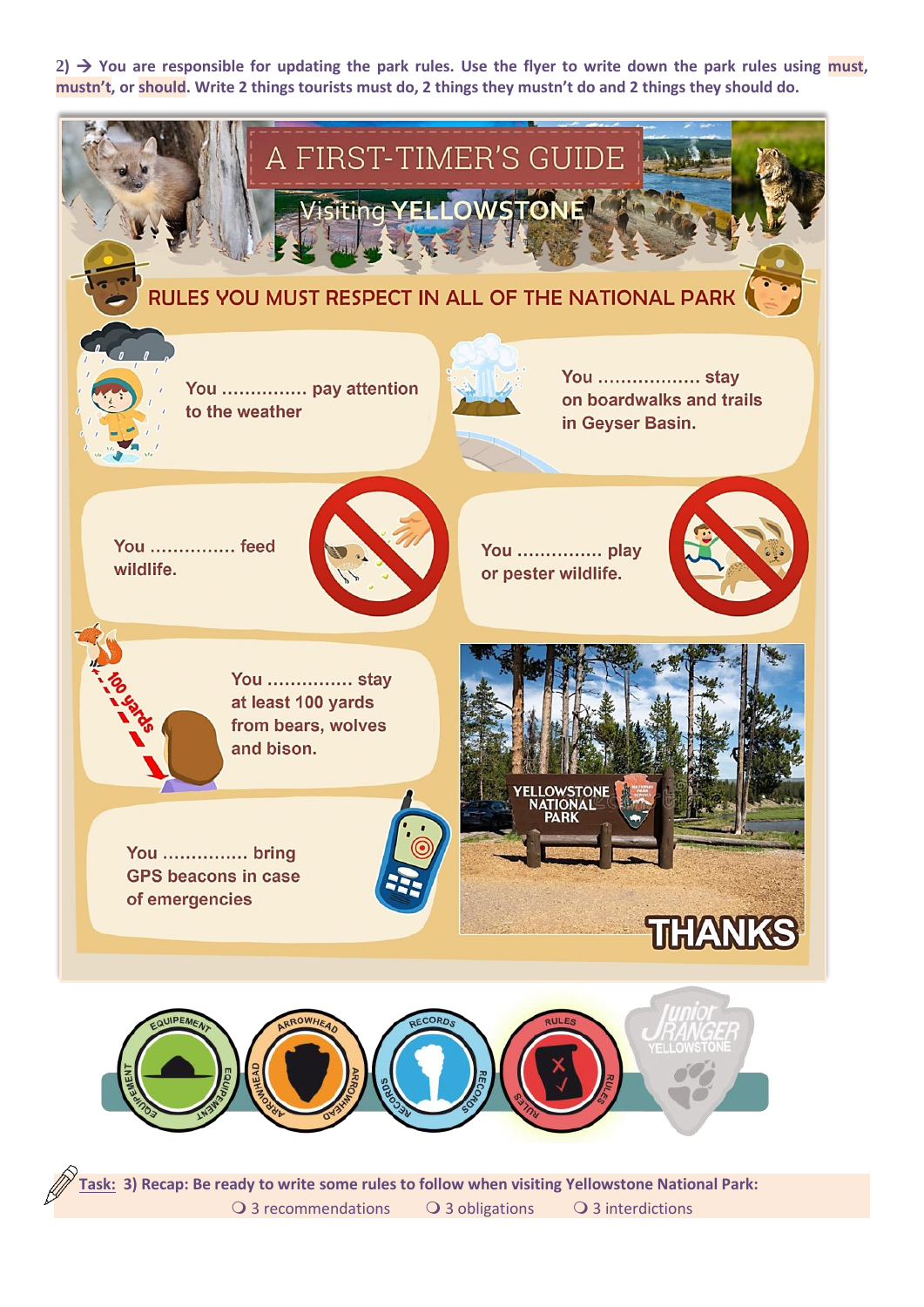2) → You are responsible for updating the park rules. Use the flyer to write down the park rules using **must**, **mustn't**, or **should**. Write 2 things tourists must do, 2 things they mustn't do and 2 things they should do.

# A FIRST-TIMER'S GUIDE

Visiting **YELLOWSTONE**

## RULES YOU MUST RESPECT IN ALL OF THE NATIONAL PARK

You ............... pay attention to the weather

You .................. stay on boardwalks and trails in Geyser Basin.

You ............... feed wildlife.

You ............... play or pester wildlife.

100 yards

You ............... stay at least 100 yards from bears, wolves and bison.

You ............... bring GPS beacons in case of emergencies

YELLOWSTONE NATIONAL PARK

THANKS

EQUIPEMENT — ARROWHEAD — RECORDS — RULES — Junior RANGER YELLOWSTONE

Task: 3) Recap: Be ready to write some rules to follow when visiting Yellowstone National Park:

- 3 recommendations
- 3 obligations
- 3 interdictions